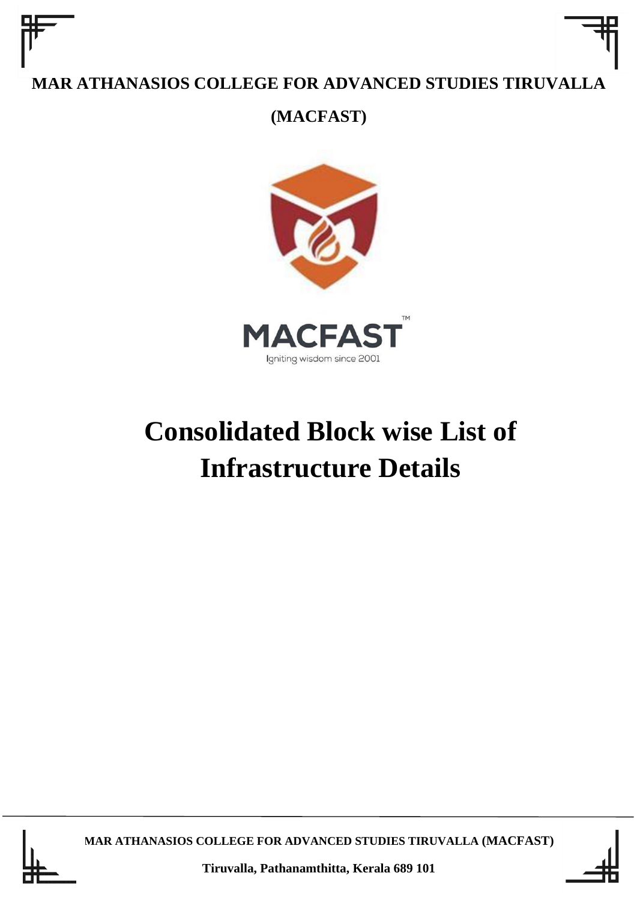**MAR ATHANASIOS COLLEGE FOR ADVANCED STUDIES TIRUVALLA**

**(MACFAST)**

MACFAST™

Igniting wisdom since 2001

# Consolidated Block wise List of Infrastructure Details

**MAR ATHANASIOS COLLEGE FOR ADVANCED STUDIES TIRUVALLA (MACFAST)**

**Tiruvalla, Pathanamthitta, Kerala 689 101**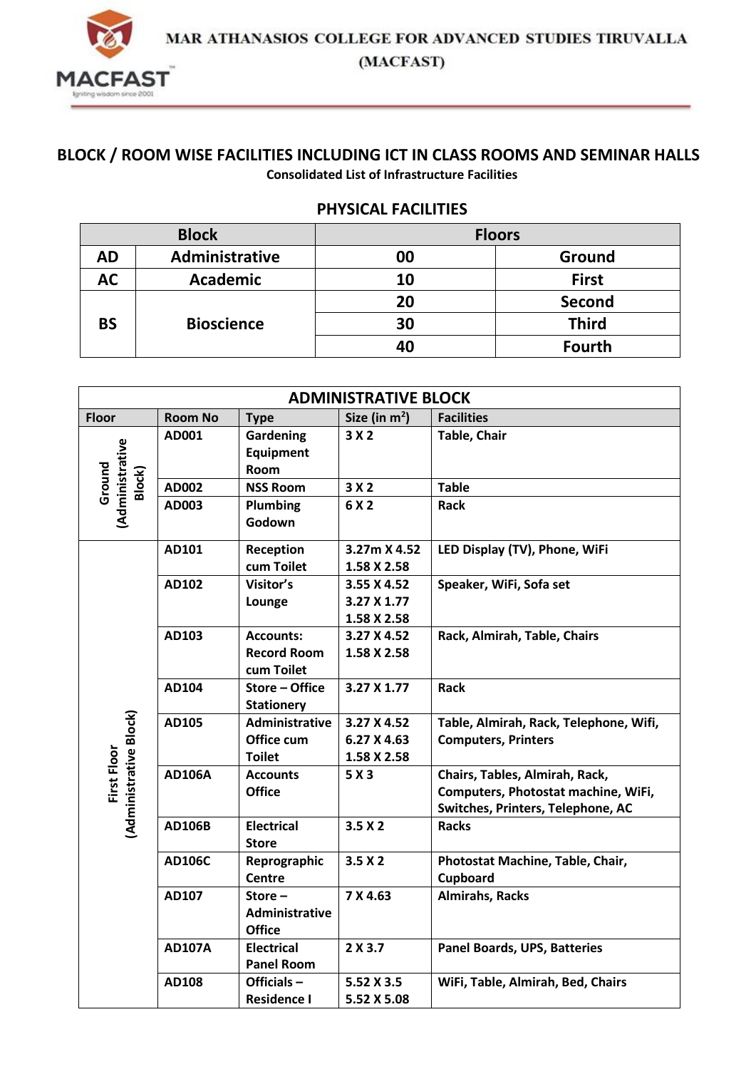# BLOCK / ROOM WISE FACILITIES INCLUDING ICT IN CLASS ROOMS AND SEMINAR HALLS

**Consolidated List of Infrastructure Facilities**

## PHYSICAL FACILITIES

| Block | | Floors | |
|---|---|---|---|
| AD | Administrative | 00 | Ground |
| AC | Academic | 10 | First |
| BS | Bioscience | 20 | Second |
| | | 30 | Third |
| | | 40 | Fourth |

| ADMINISTRATIVE BLOCK | | | | |
|---|---|---|---|---|
| **Floor** | **Room No** | **Type** | **Size (in m$^2$)** | **Facilities** |
| Ground (Administrative Block) | AD001 | Gardening Equipment Room | 3 X 2 | Table, Chair |
| | AD002 | NSS Room | 3 X 2 | Table |
| | AD003 | Plumbing Godown | 6 X 2 | Rack |
| First Floor (Administrative Block) | AD101 | Reception cum Toilet | 3.27m X 4.52<br>1.58 X 2.58 | LED Display (TV), Phone, WiFi |
| | AD102 | Visitor's Lounge | 3.55 X 4.52<br>3.27 X 1.77<br>1.58 X 2.58 | Speaker, WiFi, Sofa set |
| | AD103 | Accounts: Record Room cum Toilet | 3.27 X 4.52<br>1.58 X 2.58 | Rack, Almirah, Table, Chairs |
| | AD104 | Store – Office Stationery | 3.27 X 1.77 | Rack |
| | AD105 | Administrative Office cum Toilet | 3.27 X 4.52<br>6.27 X 4.63<br>1.58 X 2.58 | Table, Almirah, Rack, Telephone, Wifi, Computers, Printers |
| | AD106A | Accounts Office | 5 X 3 | Chairs, Tables, Almirah, Rack, Computers, Photostat machine, WiFi, Switches, Printers, Telephone, AC |
| | AD106B | Electrical Store | 3.5 X 2 | Racks |
| | AD106C | Reprographic Centre | 3.5 X 2 | Photostat Machine, Table, Chair, Cupboard |
| | AD107 | Store – Administrative Office | 7 X 4.63 | Almirahs, Racks |
| | AD107A | Electrical Panel Room | 2 X 3.7 | Panel Boards, UPS, Batteries |
| | AD108 | Officials – Residence I | 5.52 X 3.5<br>5.52 X 5.08 | WiFi, Table, Almirah, Bed, Chairs |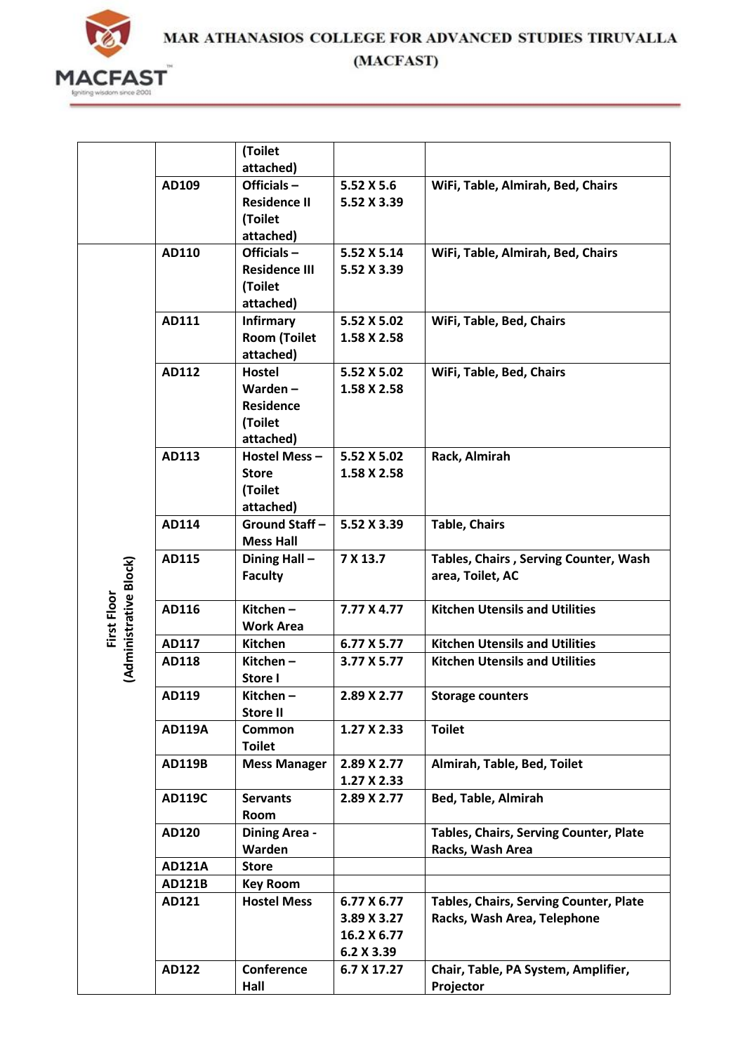| | | | | |
|---|---|---|---|---|
| | | (Toilet attached) | | |
| | AD109 | Officials – Residence II (Toilet attached) | 5.52 X 5.6<br>5.52 X 3.39 | WiFi, Table, Almirah, Bed, Chairs |
| First Floor (Administrative Block) | AD110 | Officials – Residence III (Toilet attached) | 5.52 X 5.14<br>5.52 X 3.39 | WiFi, Table, Almirah, Bed, Chairs |
| | AD111 | Infirmary Room (Toilet attached) | 5.52 X 5.02<br>1.58 X 2.58 | WiFi, Table, Bed, Chairs |
| | AD112 | Hostel Warden – Residence (Toilet attached) | 5.52 X 5.02<br>1.58 X 2.58 | WiFi, Table, Bed, Chairs |
| | AD113 | Hostel Mess – Store (Toilet attached) | 5.52 X 5.02<br>1.58 X 2.58 | Rack, Almirah |
| | AD114 | Ground Staff – Mess Hall | 5.52 X 3.39 | Table, Chairs |
| | AD115 | Dining Hall – Faculty | 7 X 13.7 | Tables, Chairs , Serving Counter, Wash area, Toilet, AC |
| | AD116 | Kitchen – Work Area | 7.77 X 4.77 | Kitchen Utensils and Utilities |
| | AD117 | Kitchen | 6.77 X 5.77 | Kitchen Utensils and Utilities |
| | AD118 | Kitchen – Store I | 3.77 X 5.77 | Kitchen Utensils and Utilities |
| | AD119 | Kitchen – Store II | 2.89 X 2.77 | Storage counters |
| | AD119A | Common Toilet | 1.27 X 2.33 | Toilet |
| | AD119B | Mess Manager | 2.89 X 2.77<br>1.27 X 2.33 | Almirah, Table, Bed, Toilet |
| | AD119C | Servants Room | 2.89 X 2.77 | Bed, Table, Almirah |
| | AD120 | Dining Area - Warden | | Tables, Chairs, Serving Counter, Plate Racks, Wash Area |
| | AD121A | Store | | |
| | AD121B | Key Room | | |
| | AD121 | Hostel Mess | 6.77 X 6.77<br>3.89 X 3.27<br>16.2 X 6.77<br>6.2 X 3.39 | Tables, Chairs, Serving Counter, Plate Racks, Wash Area, Telephone |
| | AD122 | Conference Hall | 6.7 X 17.27 | Chair, Table, PA System, Amplifier, Projector |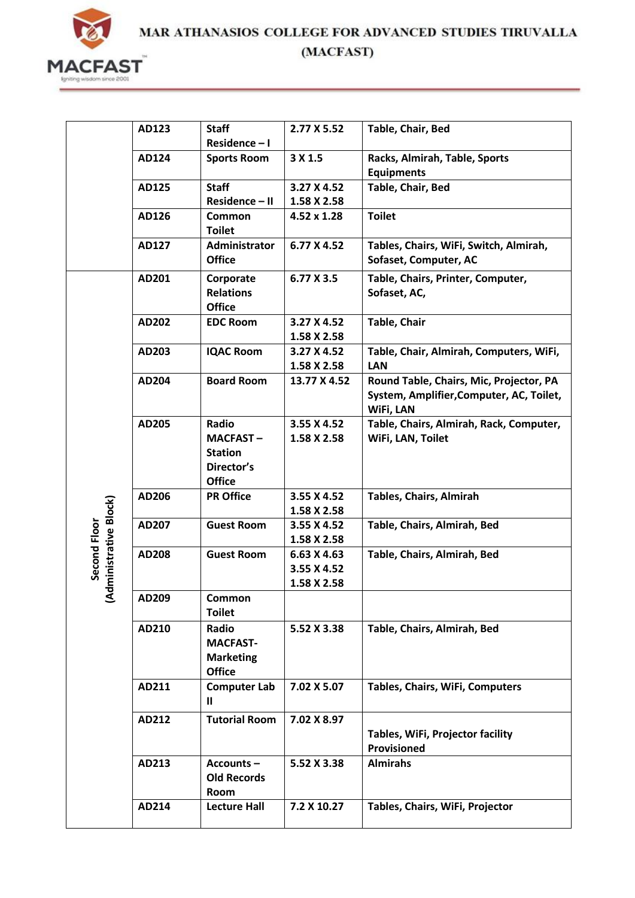| | | | | |
|---|---|---|---|---|
| | AD123 | Staff Residence – I | 2.77 X 5.52 | Table, Chair, Bed |
| | AD124 | Sports Room | 3 X 1.5 | Racks, Almirah, Table, Sports Equipments |
| | AD125 | Staff Residence – II | 3.27 X 4.52<br>1.58 X 2.58 | Table, Chair, Bed |
| | AD126 | Common Toilet | 4.52 x 1.28 | Toilet |
| | AD127 | Administrator Office | 6.77 X 4.52 | Tables, Chairs, WiFi, Switch, Almirah, Sofaset, Computer, AC |
| Second Floor (Administrative Block) | AD201 | Corporate Relations Office | 6.77 X 3.5 | Table, Chairs, Printer, Computer, Sofaset, AC, |
| | AD202 | EDC Room | 3.27 X 4.52<br>1.58 X 2.58 | Table, Chair |
| | AD203 | IQAC Room | 3.27 X 4.52<br>1.58 X 2.58 | Table, Chair, Almirah, Computers, WiFi, LAN |
| | AD204 | Board Room | 13.77 X 4.52 | Round Table, Chairs, Mic, Projector, PA System, Amplifier,Computer, AC, Toilet, WiFi, LAN |
| | AD205 | Radio MACFAST – Station Director's Office | 3.55 X 4.52<br>1.58 X 2.58 | Table, Chairs, Almirah, Rack, Computer, WiFi, LAN, Toilet |
| | AD206 | PR Office | 3.55 X 4.52<br>1.58 X 2.58 | Tables, Chairs, Almirah |
| | AD207 | Guest Room | 3.55 X 4.52<br>1.58 X 2.58 | Table, Chairs, Almirah, Bed |
| | AD208 | Guest Room | 6.63 X 4.63<br>3.55 X 4.52<br>1.58 X 2.58 | Table, Chairs, Almirah, Bed |
| | AD209 | Common Toilet | | |
| | AD210 | Radio MACFAST- Marketing Office | 5.52 X 3.38 | Table, Chairs, Almirah, Bed |
| | AD211 | Computer Lab II | 7.02 X 5.07 | Tables, Chairs, WiFi, Computers |
| | AD212 | Tutorial Room | 7.02 X 8.97 | Tables, WiFi, Projector facility Provisioned |
| | AD213 | Accounts – Old Records Room | 5.52 X 3.38 | Almirahs |
| | AD214 | Lecture Hall | 7.2 X 10.27 | Tables, Chairs, WiFi, Projector |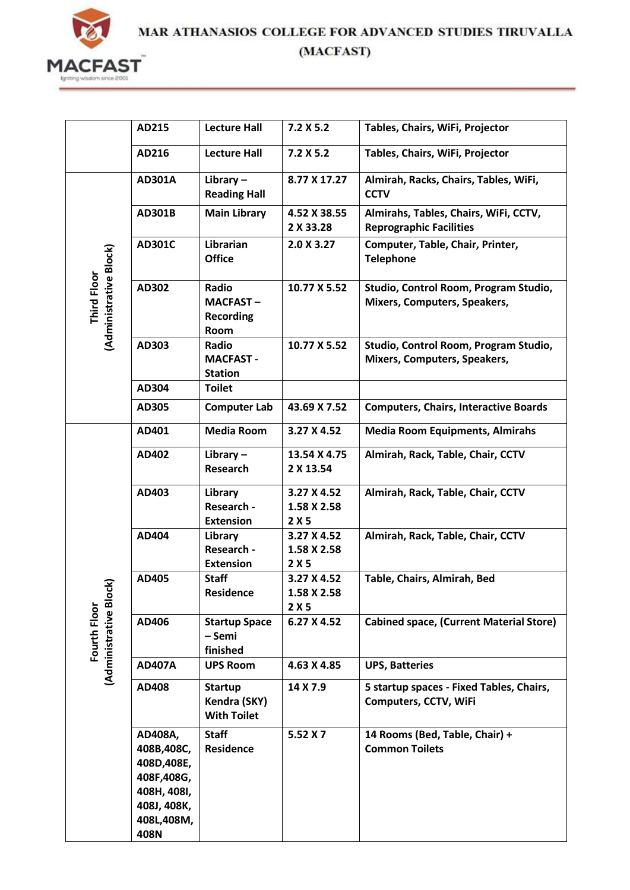| | | | | |
|---|---|---|---|---|
| | AD215 | Lecture Hall | 7.2 X 5.2 | Tables, Chairs, WiFi, Projector |
| | AD216 | Lecture Hall | 7.2 X 5.2 | Tables, Chairs, WiFi, Projector |
| Third Floor (Administrative Block) | AD301A | Library – Reading Hall | 8.77 X 17.27 | Almirah, Racks, Chairs, Tables, WiFi, CCTV |
| | AD301B | Main Library | 4.52 X 38.55<br>2 X 33.28 | Almirahs, Tables, Chairs, WiFi, CCTV, Reprographic Facilities |
| | AD301C | Librarian Office | 2.0 X 3.27 | Computer, Table, Chair, Printer, Telephone |
| | AD302 | Radio MACFAST – Recording Room | 10.77 X 5.52 | Studio, Control Room, Program Studio, Mixers, Computers, Speakers, |
| | AD303 | Radio MACFAST - Station | 10.77 X 5.52 | Studio, Control Room, Program Studio, Mixers, Computers, Speakers, |
| | AD304 | Toilet | | |
| | AD305 | Computer Lab | 43.69 X 7.52 | Computers, Chairs, Interactive Boards |
| Fourth Floor (Administrative Block) | AD401 | Media Room | 3.27 X 4.52 | Media Room Equipments, Almirahs |
| | AD402 | Library – Research | 13.54 X 4.75<br>2 X 13.54 | Almirah, Rack, Table, Chair, CCTV |
| | AD403 | Library Research - Extension | 3.27 X 4.52<br>1.58 X 2.58<br>2 X 5 | Almirah, Rack, Table, Chair, CCTV |
| | AD404 | Library Research - Extension | 3.27 X 4.52<br>1.58 X 2.58<br>2 X 5 | Almirah, Rack, Table, Chair, CCTV |
| | AD405 | Staff Residence | 3.27 X 4.52<br>1.58 X 2.58<br>2 X 5 | Table, Chairs, Almirah, Bed |
| | AD406 | Startup Space – Semi finished | 6.27 X 4.52 | Cabined space, (Current Material Store) |
| | AD407A | UPS Room | 4.63 X 4.85 | UPS, Batteries |
| | AD408 | Startup Kendra (SKY) With Toilet | 14 X 7.9 | 5 startup spaces - Fixed Tables, Chairs, Computers, CCTV, WiFi |
| | AD408A, 408B,408C, 408D,408E, 408F,408G, 408H, 408I, 408J, 408K, 408L,408M, 408N | Staff Residence | 5.52 X 7 | 14 Rooms (Bed, Table, Chair) + Common Toilets |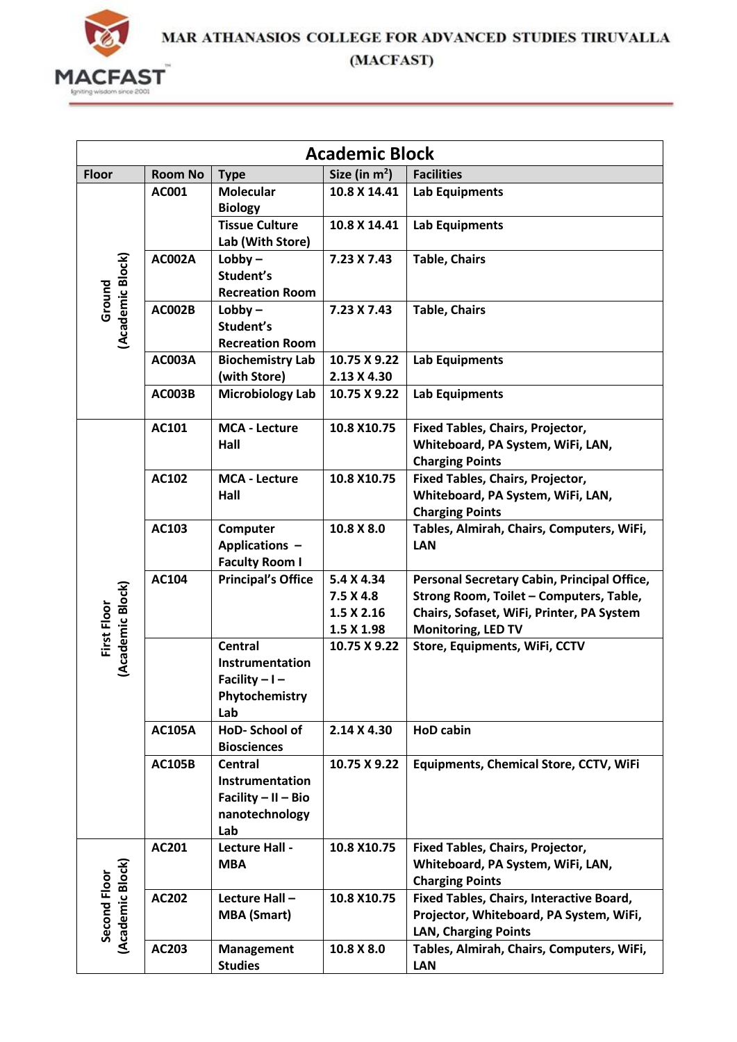# MAR ATHANASIOS COLLEGE FOR ADVANCED STUDIES TIRUVALLA (MACFAST)

| Academic Block | | | | |
|---|---|---|---|---|
| **Floor** | **Room No** | **Type** | **Size (in m$^2$)** | **Facilities** |
| Ground (Academic Block) | AC001 | Molecular Biology | 10.8 X 14.41 | Lab Equipments |
| | | Tissue Culture Lab (With Store) | 10.8 X 14.41 | Lab Equipments |
| | AC002A | Lobby – Student's Recreation Room | 7.23 X 7.43 | Table, Chairs |
| | AC002B | Lobby – Student's Recreation Room | 7.23 X 7.43 | Table, Chairs |
| | AC003A | Biochemistry Lab (with Store) | 10.75 X 9.22<br>2.13 X 4.30 | Lab Equipments |
| | AC003B | Microbiology Lab | 10.75 X 9.22 | Lab Equipments |
| First Floor (Academic Block) | AC101 | MCA - Lecture Hall | 10.8 X10.75 | Fixed Tables, Chairs, Projector, Whiteboard, PA System, WiFi, LAN, Charging Points |
| | AC102 | MCA - Lecture Hall | 10.8 X10.75 | Fixed Tables, Chairs, Projector, Whiteboard, PA System, WiFi, LAN, Charging Points |
| | AC103 | Computer Applications – Faculty Room I | 10.8 X 8.0 | Tables, Almirah, Chairs, Computers, WiFi, LAN |
| | AC104 | Principal's Office | 5.4 X 4.34<br>7.5 X 4.8<br>1.5 X 2.16<br>1.5 X 1.98 | Personal Secretary Cabin, Principal Office, Strong Room, Toilet – Computers, Table, Chairs, Sofaset, WiFi, Printer, PA System Monitoring, LED TV |
| | | Central Instrumentation Facility – I – Phytochemistry Lab | 10.75 X 9.22 | Store, Equipments, WiFi, CCTV |
| | AC105A | HoD- School of Biosciences | 2.14 X 4.30 | HoD cabin |
| | AC105B | Central Instrumentation Facility – II – Bio nanotechnology Lab | 10.75 X 9.22 | Equipments, Chemical Store, CCTV, WiFi |
| Second Floor (Academic Block) | AC201 | Lecture Hall - MBA | 10.8 X10.75 | Fixed Tables, Chairs, Projector, Whiteboard, PA System, WiFi, LAN, Charging Points |
| | AC202 | Lecture Hall – MBA (Smart) | 10.8 X10.75 | Fixed Tables, Chairs, Interactive Board, Projector, Whiteboard, PA System, WiFi, LAN, Charging Points |
| | AC203 | Management Studies | 10.8 X 8.0 | Tables, Almirah, Chairs, Computers, WiFi, LAN |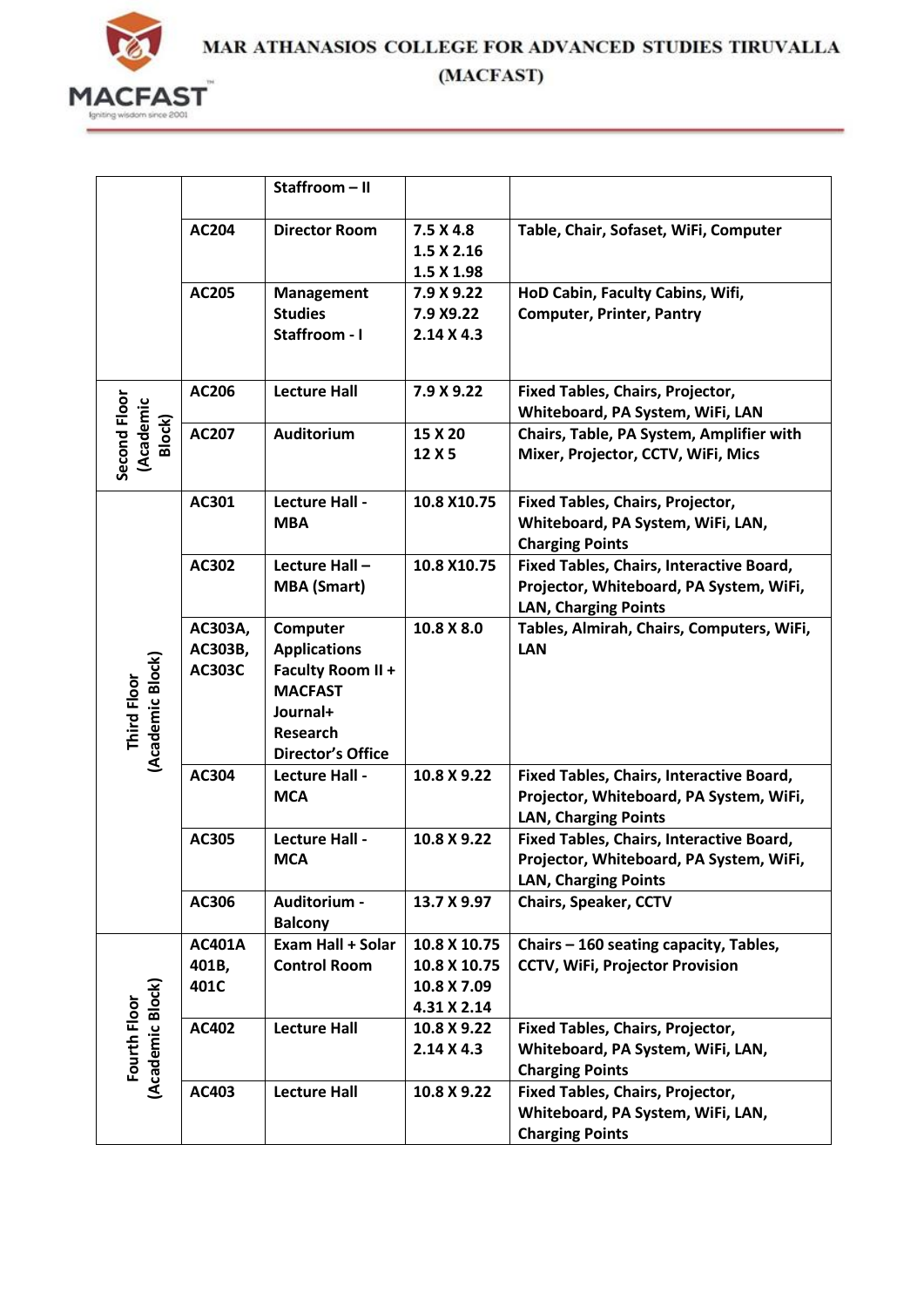| | | | | |
|---|---|---|---|---|
| | | Staffroom – II | | |
| | AC204 | Director Room | 7.5 X 4.8<br>1.5 X 2.16<br>1.5 X 1.98 | Table, Chair, Sofaset, WiFi, Computer |
| | AC205 | Management Studies Staffroom - I | 7.9 X 9.22<br>7.9 X9.22<br>2.14 X 4.3 | HoD Cabin, Faculty Cabins, Wifi, Computer, Printer, Pantry |
| Second Floor (Academic Block) | AC206 | Lecture Hall | 7.9 X 9.22 | Fixed Tables, Chairs, Projector, Whiteboard, PA System, WiFi, LAN |
| | AC207 | Auditorium | 15 X 20<br>12 X 5 | Chairs, Table, PA System, Amplifier with Mixer, Projector, CCTV, WiFi, Mics |
| Third Floor (Academic Block) | AC301 | Lecture Hall - MBA | 10.8 X10.75 | Fixed Tables, Chairs, Projector, Whiteboard, PA System, WiFi, LAN, Charging Points |
| | AC302 | Lecture Hall – MBA (Smart) | 10.8 X10.75 | Fixed Tables, Chairs, Interactive Board, Projector, Whiteboard, PA System, WiFi, LAN, Charging Points |
| | AC303A, AC303B, AC303C | Computer Applications Faculty Room II + MACFAST Journal+ Research Director's Office | 10.8 X 8.0 | Tables, Almirah, Chairs, Computers, WiFi, LAN |
| | AC304 | Lecture Hall - MCA | 10.8 X 9.22 | Fixed Tables, Chairs, Interactive Board, Projector, Whiteboard, PA System, WiFi, LAN, Charging Points |
| | AC305 | Lecture Hall - MCA | 10.8 X 9.22 | Fixed Tables, Chairs, Interactive Board, Projector, Whiteboard, PA System, WiFi, LAN, Charging Points |
| | AC306 | Auditorium - Balcony | 13.7 X 9.97 | Chairs, Speaker, CCTV |
| Fourth Floor (Academic Block) | AC401A 401B, 401C | Exam Hall + Solar Control Room | 10.8 X 10.75<br>10.8 X 10.75<br>10.8 X 7.09<br>4.31 X 2.14 | Chairs – 160 seating capacity, Tables, CCTV, WiFi, Projector Provision |
| | AC402 | Lecture Hall | 10.8 X 9.22<br>2.14 X 4.3 | Fixed Tables, Chairs, Projector, Whiteboard, PA System, WiFi, LAN, Charging Points |
| | AC403 | Lecture Hall | 10.8 X 9.22 | Fixed Tables, Chairs, Projector, Whiteboard, PA System, WiFi, LAN, Charging Points |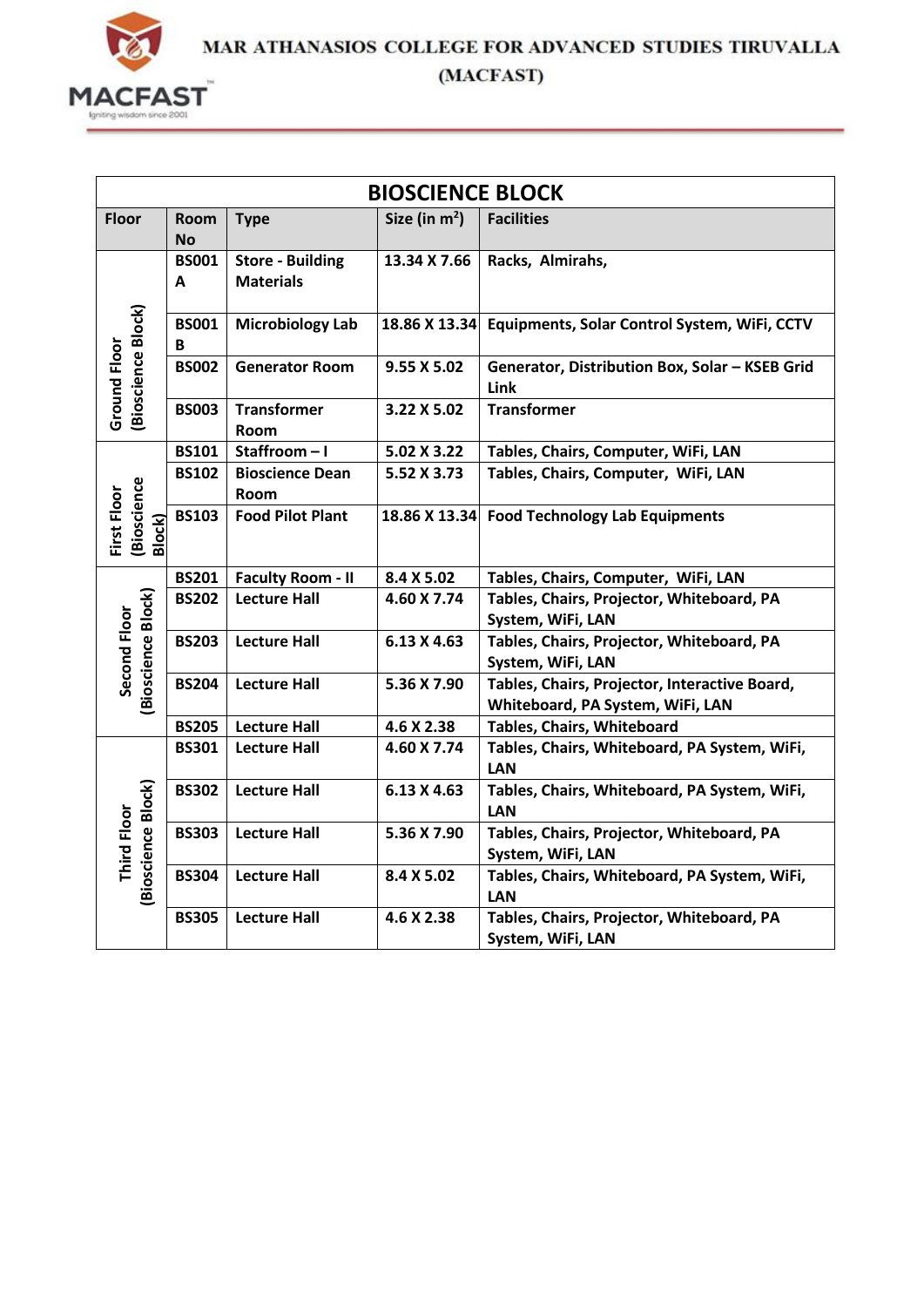MAR ATHANASIOS COLLEGE FOR ADVANCED STUDIES TIRUVALLA (MACFAST)

| BIOSCIENCE BLOCK | | | | |
|---|---|---|---|---|
| **Floor** | **Room No** | **Type** | **Size (in $m^2$)** | **Facilities** |
| Ground Floor (Bioscience Block) | BS001 A | Store - Building Materials | 13.34 X 7.66 | Racks, Almirahs, |
| | BS001 B | Microbiology Lab | 18.86 X 13.34 | Equipments, Solar Control System, WiFi, CCTV |
| | BS002 | Generator Room | 9.55 X 5.02 | Generator, Distribution Box, Solar – KSEB Grid Link |
| | BS003 | Transformer Room | 3.22 X 5.02 | Transformer |
| First Floor (Bioscience Block) | BS101 | Staffroom – I | 5.02 X 3.22 | Tables, Chairs, Computer, WiFi, LAN |
| | BS102 | Bioscience Dean Room | 5.52 X 3.73 | Tables, Chairs, Computer, WiFi, LAN |
| | BS103 | Food Pilot Plant | 18.86 X 13.34 | Food Technology Lab Equipments |
| Second Floor (Bioscience Block) | BS201 | Faculty Room - II | 8.4 X 5.02 | Tables, Chairs, Computer, WiFi, LAN |
| | BS202 | Lecture Hall | 4.60 X 7.74 | Tables, Chairs, Projector, Whiteboard, PA System, WiFi, LAN |
| | BS203 | Lecture Hall | 6.13 X 4.63 | Tables, Chairs, Projector, Whiteboard, PA System, WiFi, LAN |
| | BS204 | Lecture Hall | 5.36 X 7.90 | Tables, Chairs, Projector, Interactive Board, Whiteboard, PA System, WiFi, LAN |
| | BS205 | Lecture Hall | 4.6 X 2.38 | Tables, Chairs, Whiteboard |
| Third Floor (Bioscience Block) | BS301 | Lecture Hall | 4.60 X 7.74 | Tables, Chairs, Whiteboard, PA System, WiFi, LAN |
| | BS302 | Lecture Hall | 6.13 X 4.63 | Tables, Chairs, Whiteboard, PA System, WiFi, LAN |
| | BS303 | Lecture Hall | 5.36 X 7.90 | Tables, Chairs, Projector, Whiteboard, PA System, WiFi, LAN |
| | BS304 | Lecture Hall | 8.4 X 5.02 | Tables, Chairs, Whiteboard, PA System, WiFi, LAN |
| | BS305 | Lecture Hall | 4.6 X 2.38 | Tables, Chairs, Projector, Whiteboard, PA System, WiFi, LAN |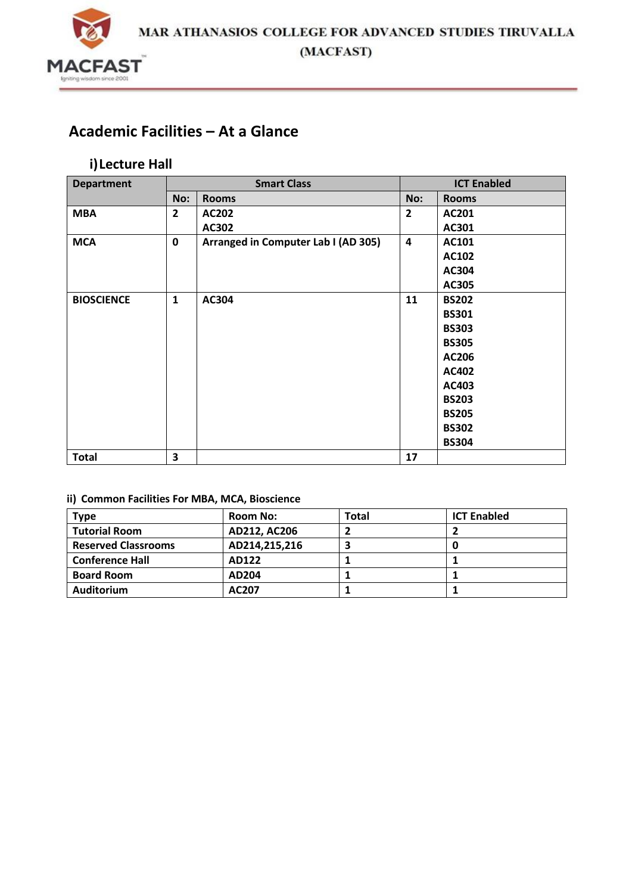## Academic Facilities – At a Glance

### i) Lecture Hall

| Department | Smart Class | | ICT Enabled | |
|---|---|---|---|---|
| | No: | Rooms | No: | Rooms |
| **MBA** | 2 | AC202<br>AC302 | 2 | AC201<br>AC301 |
| **MCA** | 0 | Arranged in Computer Lab I (AD 305) | 4 | AC101<br>AC102<br>AC304<br>AC305 |
| **BIOSCIENCE** | 1 | AC304 | 11 | BS202<br>BS301<br>BS303<br>BS305<br>AC206<br>AC402<br>AC403<br>BS203<br>BS205<br>BS302<br>BS304 |
| **Total** | 3 | | 17 | |

#### ii) Common Facilities For MBA, MCA, Bioscience

| Type | Room No: | Total | ICT Enabled |
|---|---|---|---|
| Tutorial Room | AD212, AC206 | 2 | 2 |
| Reserved Classrooms | AD214,215,216 | 3 | 0 |
| Conference Hall | AD122 | 1 | 1 |
| Board Room | AD204 | 1 | 1 |
| Auditorium | AC207 | 1 | 1 |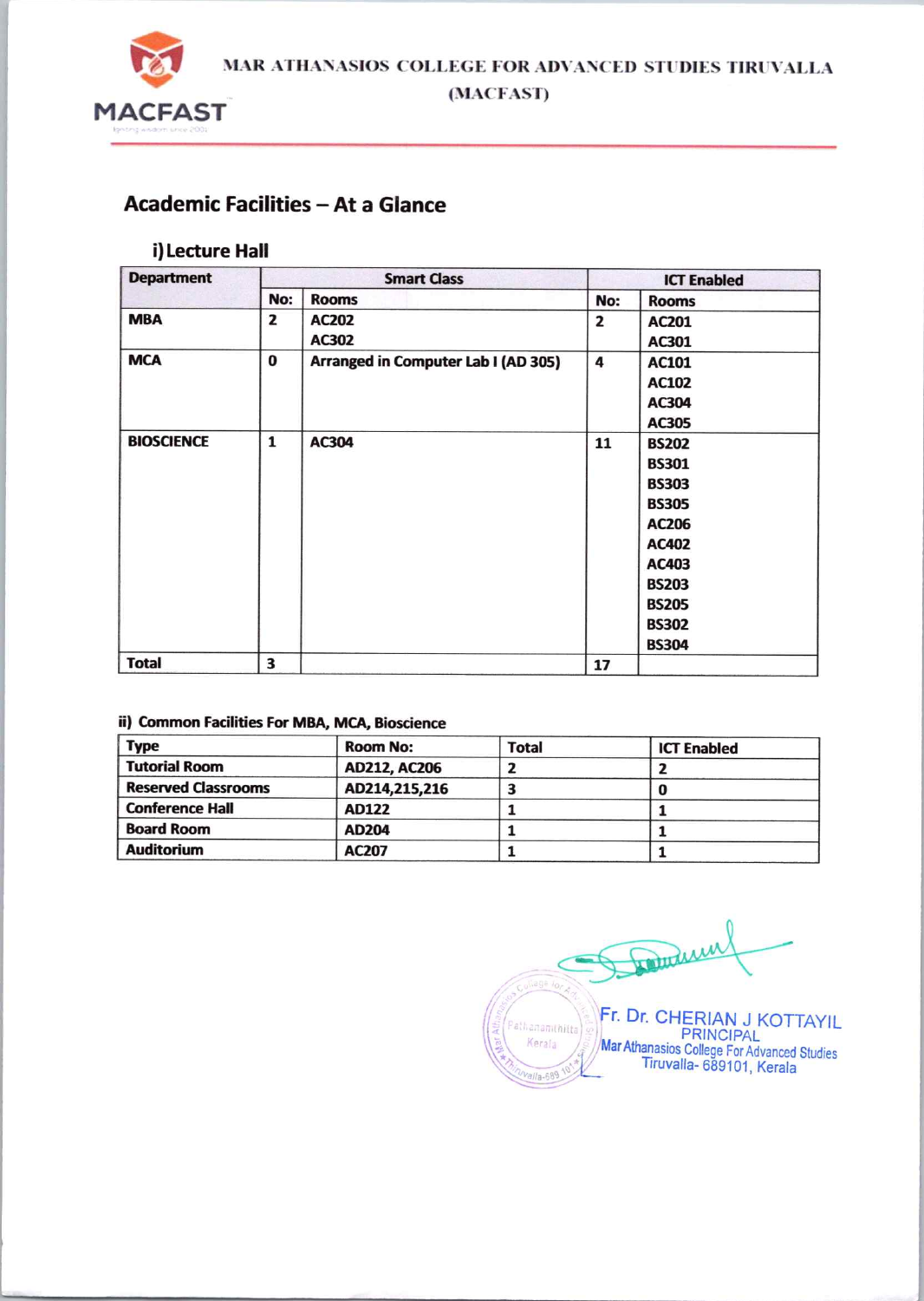MAR ATHANASIOS COLLEGE FOR ADVANCED STUDIES TIRUVALLA
(MACFAST)

## Academic Facilities – At a Glance

### i) Lecture Hall

| Department | Smart Class | | ICT Enabled | |
|---|---|---|---|---|
| | No: | Rooms | No: | Rooms |
| MBA | 2 | AC202<br>AC302 | 2 | AC201<br>AC301 |
| MCA | 0 | Arranged in Computer Lab I (AD 305) | 4 | AC101<br>AC102<br>AC304<br>AC305 |
| BIOSCIENCE | 1 | AC304 | 11 | BS202<br>BS301<br>BS303<br>BS305<br>AC206<br>AC402<br>AC403<br>BS203<br>BS205<br>BS302<br>BS304 |
| Total | 3 | | 17 | |

### ii) Common Facilities For MBA, MCA, Bioscience

| Type | Room No: | Total | ICT Enabled |
|---|---|---|---|
| Tutorial Room | AD212, AC206 | 2 | 2 |
| Reserved Classrooms | AD214,215,216 | 3 | 0 |
| Conference Hall | AD122 | 1 | 1 |
| Board Room | AD204 | 1 | 1 |
| Auditorium | AC207 | 1 | 1 |

Fr. Dr. CHERIAN J KOTTAYIL
PRINCIPAL
Mar Athanasios College For Advanced Studies
Tiruvalla- 689101, Kerala